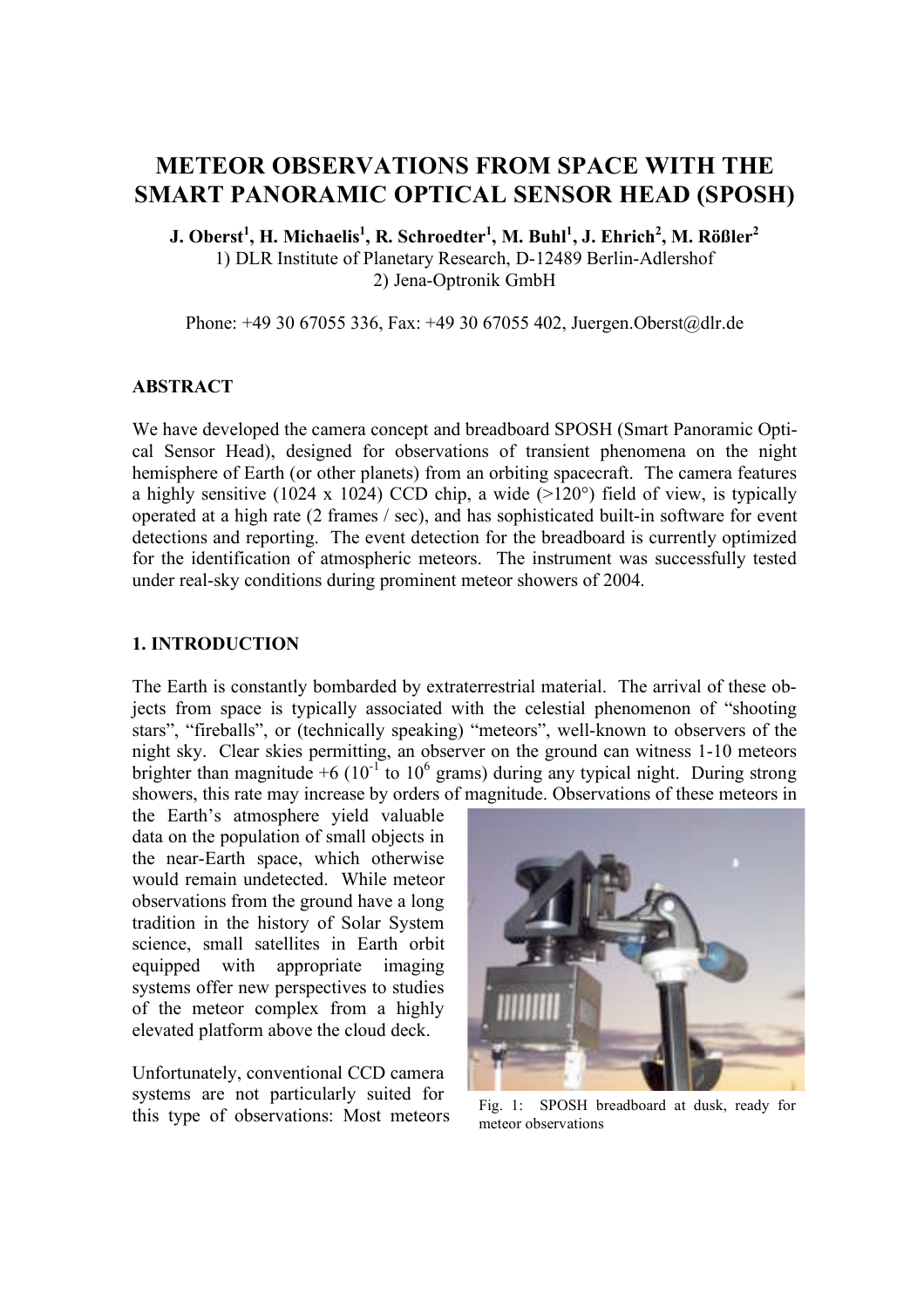# METEOR OBSERVATIONS FROM SPACE WITH THE SMART PANORAMIC OPTICAL SENSOR HEAD (SPOSH)

**J. Oberst[1], H. Michaelis[1], R. Schroedter[1], M. Buhl[1], J. Ehrich[2], M. Rößler[2]**

1) DLR Institute of Planetary Research, D-12489 Berlin-Adlershof
2) Jena-Optronik GmbH

Phone: +49 30 67055 336, Fax: +49 30 67055 402, Juergen.Oberst@dlr.de

## ABSTRACT

We have developed the camera concept and breadboard SPOSH (Smart Panoramic Optical Sensor Head), designed for observations of transient phenomena on the night hemisphere of Earth (or other planets) from an orbiting spacecraft. The camera features a highly sensitive (1024 x 1024) CCD chip, a wide (>120°) field of view, is typically operated at a high rate (2 frames / sec), and has sophisticated built-in software for event detections and reporting. The event detection for the breadboard is currently optimized for the identification of atmospheric meteors. The instrument was successfully tested under real-sky conditions during prominent meteor showers of 2004.

## 1. INTRODUCTION

The Earth is constantly bombarded by extraterrestrial material. The arrival of these objects from space is typically associated with the celestial phenomenon of "shooting stars", "fireballs", or (technically speaking) "meteors", well-known to observers of the night sky. Clear skies permitting, an observer on the ground can witness 1-10 meteors brighter than magnitude +6 ($10^{-1}$ to $10^{6}$ grams) during any typical night. During strong showers, this rate may increase by orders of magnitude. Observations of these meteors in the Earth's atmosphere yield valuable data on the population of small objects in the near-Earth space, which otherwise would remain undetected. While meteor observations from the ground have a long tradition in the history of Solar System science, small satellites in Earth orbit equipped with appropriate imaging systems offer new perspectives to studies of the meteor complex from a highly elevated platform above the cloud deck.

Fig. 1: SPOSH breadboard at dusk, ready for meteor observations

Unfortunately, conventional CCD camera systems are not particularly suited for this type of observations: Most meteors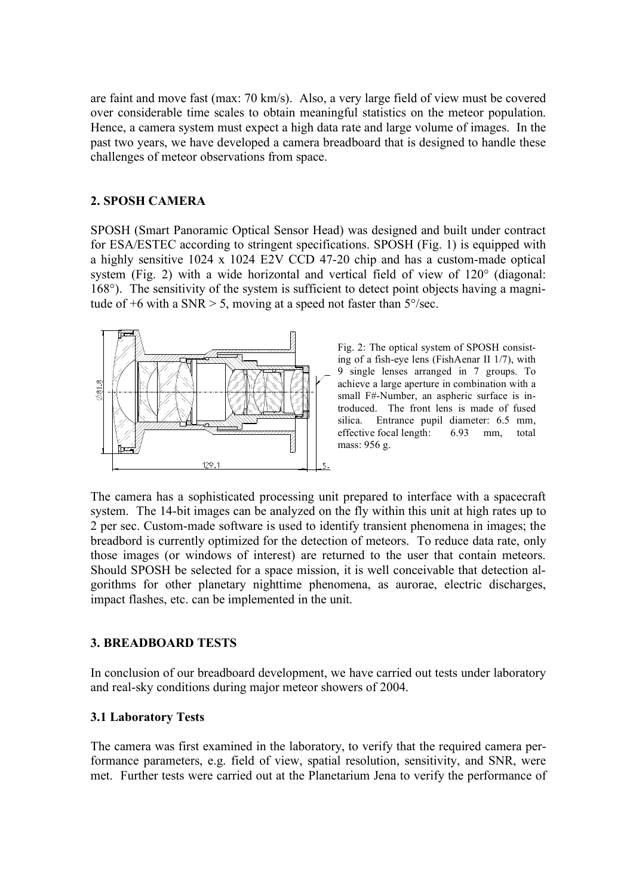are faint and move fast (max: 70 km/s). Also, a very large field of view must be covered over considerable time scales to obtain meaningful statistics on the meteor population. Hence, a camera system must expect a high data rate and large volume of images. In the past two years, we have developed a camera breadboard that is designed to handle these challenges of meteor observations from space.

## 2. SPOSH CAMERA

SPOSH (Smart Panoramic Optical Sensor Head) was designed and built under contract for ESA/ESTEC according to stringent specifications. SPOSH (Fig. 1) is equipped with a highly sensitive 1024 x 1024 E2V CCD 47-20 chip and has a custom-made optical system (Fig. 2) with a wide horizontal and vertical field of view of 120° (diagonal: 168°). The sensitivity of the system is sufficient to detect point objects having a magnitude of +6 with a SNR > 5, moving at a speed not faster than 5°/sec.

Fig. 2: The optical system of SPOSH consisting of a fish-eye lens (FishAenar II 1/7), with 9 single lenses arranged in 7 groups. To achieve a large aperture in combination with a small F#-Number, an aspheric surface is introduced. The front lens is made of fused silica. Entrance pupil diameter: 6.5 mm, effective focal length: 6.93 mm, total mass: 956 g.

The camera has a sophisticated processing unit prepared to interface with a spacecraft system. The 14-bit images can be analyzed on the fly within this unit at high rates up to 2 per sec. Custom-made software is used to identify transient phenomena in images; the breadbord is currently optimized for the detection of meteors. To reduce data rate, only those images (or windows of interest) are returned to the user that contain meteors. Should SPOSH be selected for a space mission, it is well conceivable that detection algorithms for other planetary nighttime phenomena, as aurorae, electric discharges, impact flashes, etc. can be implemented in the unit.

## 3. BREADBOARD TESTS

In conclusion of our breadboard development, we have carried out tests under laboratory and real-sky conditions during major meteor showers of 2004.

### 3.1 Laboratory Tests

The camera was first examined in the laboratory, to verify that the required camera performance parameters, e.g. field of view, spatial resolution, sensitivity, and SNR, were met. Further tests were carried out at the Planetarium Jena to verify the performance of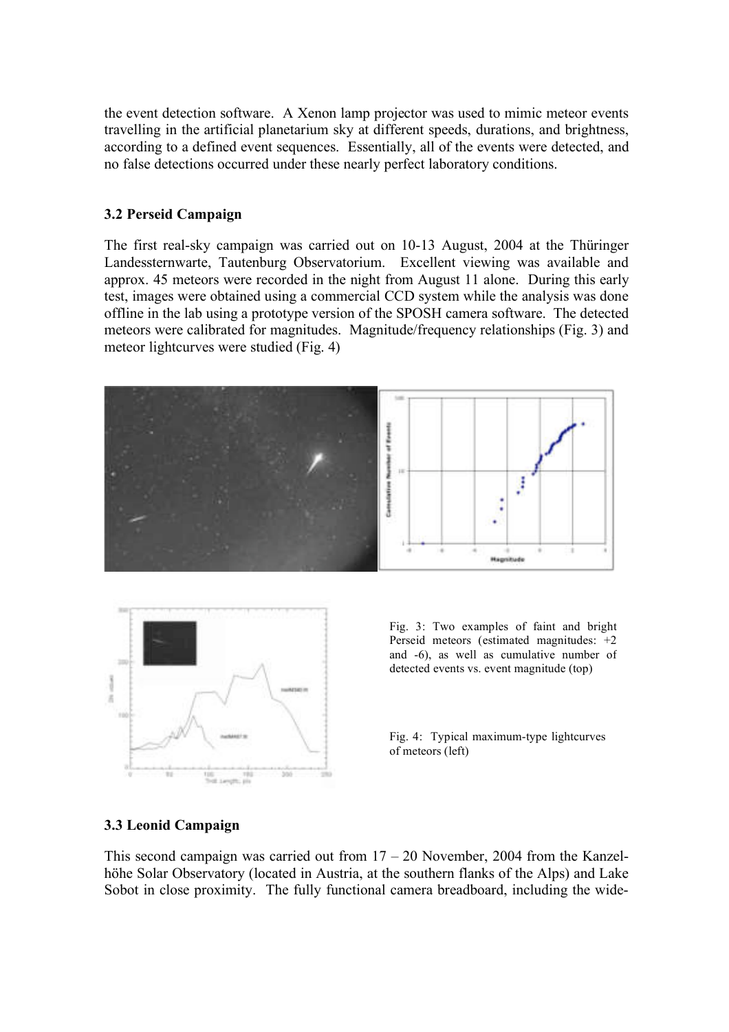the event detection software. A Xenon lamp projector was used to mimic meteor events travelling in the artificial planetarium sky at different speeds, durations, and brightness, according to a defined event sequences. Essentially, all of the events were detected, and no false detections occurred under these nearly perfect laboratory conditions.

### 3.2 Perseid Campaign

The first real-sky campaign was carried out on 10-13 August, 2004 at the Thüringer Landessternwarte, Tautenburg Observatorium. Excellent viewing was available and approx. 45 meteors were recorded in the night from August 11 alone. During this early test, images were obtained using a commercial CCD system while the analysis was done offline in the lab using a prototype version of the SPOSH camera software. The detected meteors were calibrated for magnitudes. Magnitude/frequency relationships (Fig. 3) and meteor lightcurves were studied (Fig. 4)

Fig. 3: Two examples of faint and bright Perseid meteors (estimated magnitudes: +2 and -6), as well as cumulative number of detected events vs. event magnitude (top)

Fig. 4: Typical maximum-type lightcurves of meteors (left)

### 3.3 Leonid Campaign

This second campaign was carried out from 17 – 20 November, 2004 from the Kanzelhöhe Solar Observatory (located in Austria, at the southern flanks of the Alps) and Lake Sobot in close proximity. The fully functional camera breadboard, including the wide-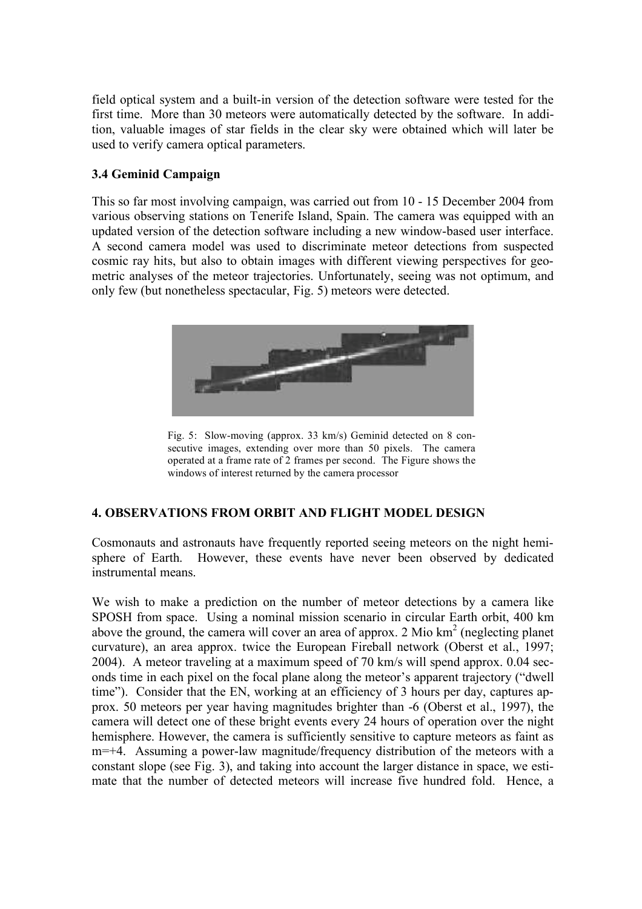field optical system and a built-in version of the detection software were tested for the first time. More than 30 meteors were automatically detected by the software. In addition, valuable images of star fields in the clear sky were obtained which will later be used to verify camera optical parameters.

### 3.4 Geminid Campaign

This so far most involving campaign, was carried out from 10 - 15 December 2004 from various observing stations on Tenerife Island, Spain. The camera was equipped with an updated version of the detection software including a new window-based user interface. A second camera model was used to discriminate meteor detections from suspected cosmic ray hits, but also to obtain images with different viewing perspectives for geometric analyses of the meteor trajectories. Unfortunately, seeing was not optimum, and only few (but nonetheless spectacular, Fig. 5) meteors were detected.

Fig. 5: Slow-moving (approx. 33 km/s) Geminid detected on 8 consecutive images, extending over more than 50 pixels. The camera operated at a frame rate of 2 frames per second. The Figure shows the windows of interest returned by the camera processor

## 4. OBSERVATIONS FROM ORBIT AND FLIGHT MODEL DESIGN

Cosmonauts and astronauts have frequently reported seeing meteors on the night hemisphere of Earth. However, these events have never been observed by dedicated instrumental means.

We wish to make a prediction on the number of meteor detections by a camera like SPOSH from space. Using a nominal mission scenario in circular Earth orbit, 400 km above the ground, the camera will cover an area of approx. 2 Mio km$^2$ (neglecting planet curvature), an area approx. twice the European Fireball network (Oberst et al., 1997; 2004). A meteor traveling at a maximum speed of 70 km/s will spend approx. 0.04 seconds time in each pixel on the focal plane along the meteor's apparent trajectory ("dwell time"). Consider that the EN, working at an efficiency of 3 hours per day, captures approx. 50 meteors per year having magnitudes brighter than -6 (Oberst et al., 1997), the camera will detect one of these bright events every 24 hours of operation over the night hemisphere. However, the camera is sufficiently sensitive to capture meteors as faint as m=+4. Assuming a power-law magnitude/frequency distribution of the meteors with a constant slope (see Fig. 3), and taking into account the larger distance in space, we estimate that the number of detected meteors will increase five hundred fold. Hence, a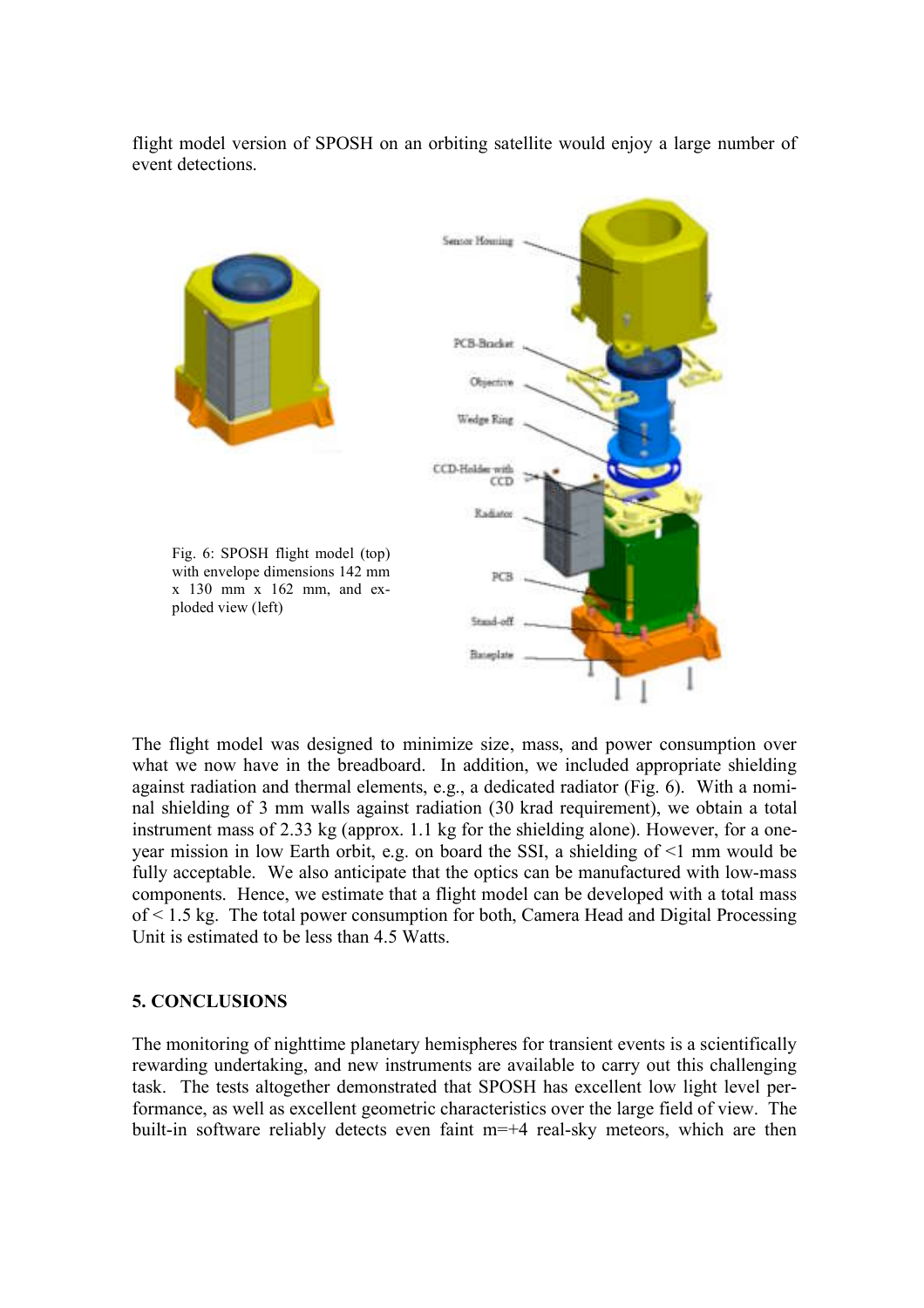flight model version of SPOSH on an orbiting satellite would enjoy a large number of event detections.

Fig. 6: SPOSH flight model (top) with envelope dimensions 142 mm x 130 mm x 162 mm, and exploded view (left)

The flight model was designed to minimize size, mass, and power consumption over what we now have in the breadboard. In addition, we included appropriate shielding against radiation and thermal elements, e.g., a dedicated radiator (Fig. 6). With a nominal shielding of 3 mm walls against radiation (30 krad requirement), we obtain a total instrument mass of 2.33 kg (approx. 1.1 kg for the shielding alone). However, for a one-year mission in low Earth orbit, e.g. on board the SSI, a shielding of <1 mm would be fully acceptable. We also anticipate that the optics can be manufactured with low-mass components. Hence, we estimate that a flight model can be developed with a total mass of < 1.5 kg. The total power consumption for both, Camera Head and Digital Processing Unit is estimated to be less than 4.5 Watts.

**5. CONCLUSIONS**

The monitoring of nighttime planetary hemispheres for transient events is a scientifically rewarding undertaking, and new instruments are available to carry out this challenging task. The tests altogether demonstrated that SPOSH has excellent low light level performance, as well as excellent geometric characteristics over the large field of view. The built-in software reliably detects even faint m=+4 real-sky meteors, which are then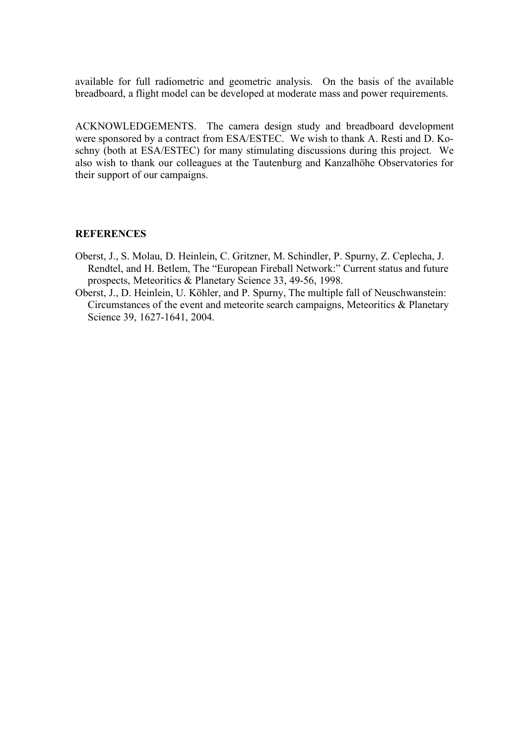available for full radiometric and geometric analysis. On the basis of the available breadboard, a flight model can be developed at moderate mass and power requirements.

ACKNOWLEDGEMENTS. The camera design study and breadboard development were sponsored by a contract from ESA/ESTEC. We wish to thank A. Resti and D. Koschny (both at ESA/ESTEC) for many stimulating discussions during this project. We also wish to thank our colleagues at the Tautenburg and Kanzalhöhe Observatories for their support of our campaigns.

## REFERENCES

Oberst, J., S. Molau, D. Heinlein, C. Gritzner, M. Schindler, P. Spurny, Z. Ceplecha, J. Rendtel, and H. Betlem, The "European Fireball Network:" Current status and future prospects, Meteoritics & Planetary Science 33, 49-56, 1998.

Oberst, J., D. Heinlein, U. Köhler, and P. Spurny, The multiple fall of Neuschwanstein: Circumstances of the event and meteorite search campaigns, Meteoritics & Planetary Science 39, 1627-1641, 2004.